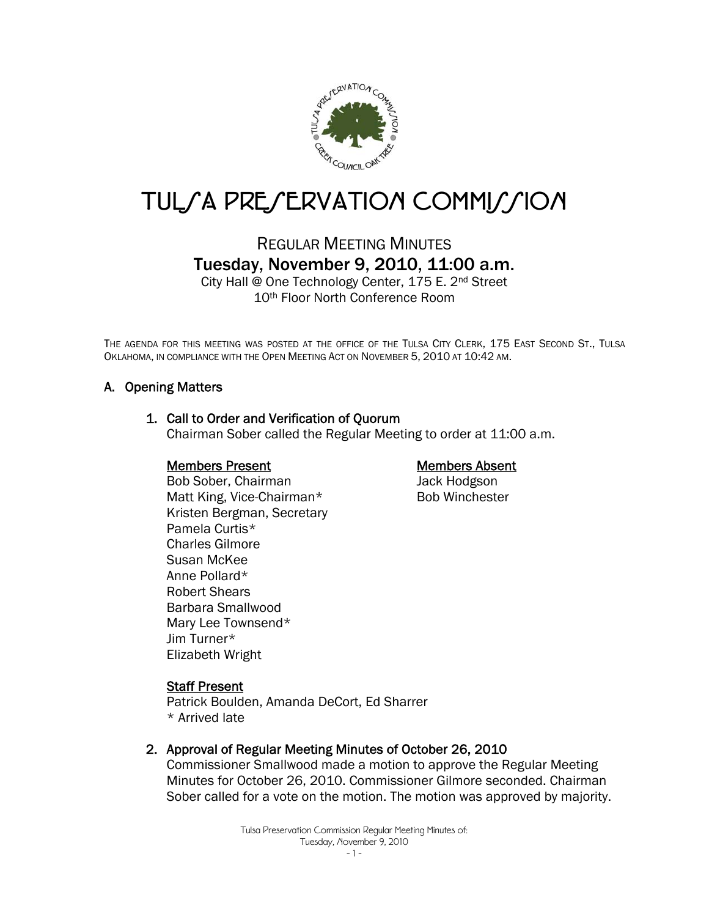# TULSA PRESERVATION COMMISSION

REGULAR MEETING MINUTES

## Tuesday, November 9, 2010, 11:00 a.m.

City Hall @ One Technology Center, 175 E. 2nd Street
10th Floor North Conference Room

THE AGENDA FOR THIS MEETING WAS POSTED AT THE OFFICE OF THE TULSA CITY CLERK, 175 EAST SECOND ST., TULSA OKLAHOMA, IN COMPLIANCE WITH THE OPEN MEETING ACT ON NOVEMBER 5, 2010 AT 10:42 AM.

## A. Opening Matters

### 1. Call to Order and Verification of Quorum

Chairman Sober called the Regular Meeting to order at 11:00 a.m.

**Members Present**

Bob Sober, Chairman
Matt King, Vice-Chairman*
Kristen Bergman, Secretary
Pamela Curtis*
Charles Gilmore
Susan McKee
Anne Pollard*
Robert Shears
Barbara Smallwood
Mary Lee Townsend*
Jim Turner*
Elizabeth Wright

**Members Absent**

Jack Hodgson
Bob Winchester

**Staff Present**

Patrick Boulden, Amanda DeCort, Ed Sharrer
* Arrived late

### 2. Approval of Regular Meeting Minutes of October 26, 2010

Commissioner Smallwood made a motion to approve the Regular Meeting Minutes for October 26, 2010. Commissioner Gilmore seconded. Chairman Sober called for a vote on the motion. The motion was approved by majority.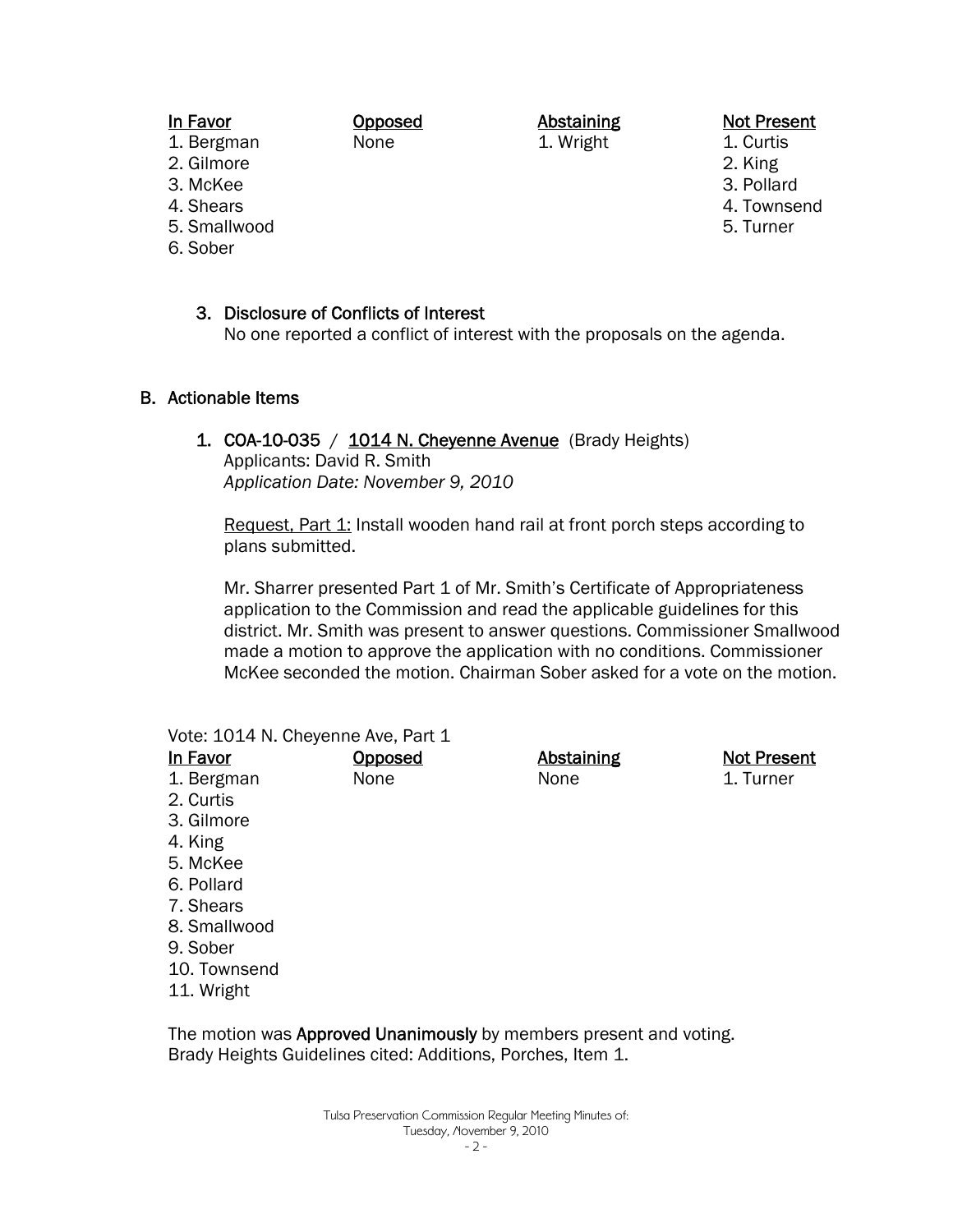| In Favor | Opposed | Abstaining | Not Present |
|---|---|---|---|
| 1. Bergman | None | 1. Wright | 1. Curtis |
| 2. Gilmore | | | 2. King |
| 3. McKee | | | 3. Pollard |
| 4. Shears | | | 4. Townsend |
| 5. Smallwood | | | 5. Turner |
| 6. Sober | | | |

3. **Disclosure of Conflicts of Interest**
   No one reported a conflict of interest with the proposals on the agenda.

## B. Actionable Items

1. **COA-10-035 / 1014 N. Cheyenne Avenue** (Brady Heights)
   Applicants: David R. Smith
   *Application Date: November 9, 2010*

   Request, Part 1: Install wooden hand rail at front porch steps according to plans submitted.

   Mr. Sharrer presented Part 1 of Mr. Smith's Certificate of Appropriateness application to the Commission and read the applicable guidelines for this district. Mr. Smith was present to answer questions. Commissioner Smallwood made a motion to approve the application with no conditions. Commissioner McKee seconded the motion. Chairman Sober asked for a vote on the motion.

Vote: 1014 N. Cheyenne Ave, Part 1

| In Favor | Opposed | Abstaining | Not Present |
|---|---|---|---|
| 1. Bergman | None | None | 1. Turner |
| 2. Curtis | | | |
| 3. Gilmore | | | |
| 4. King | | | |
| 5. McKee | | | |
| 6. Pollard | | | |
| 7. Shears | | | |
| 8. Smallwood | | | |
| 9. Sober | | | |
| 10. Townsend | | | |
| 11. Wright | | | |

The motion was **Approved Unanimously** by members present and voting.
Brady Heights Guidelines cited: Additions, Porches, Item 1.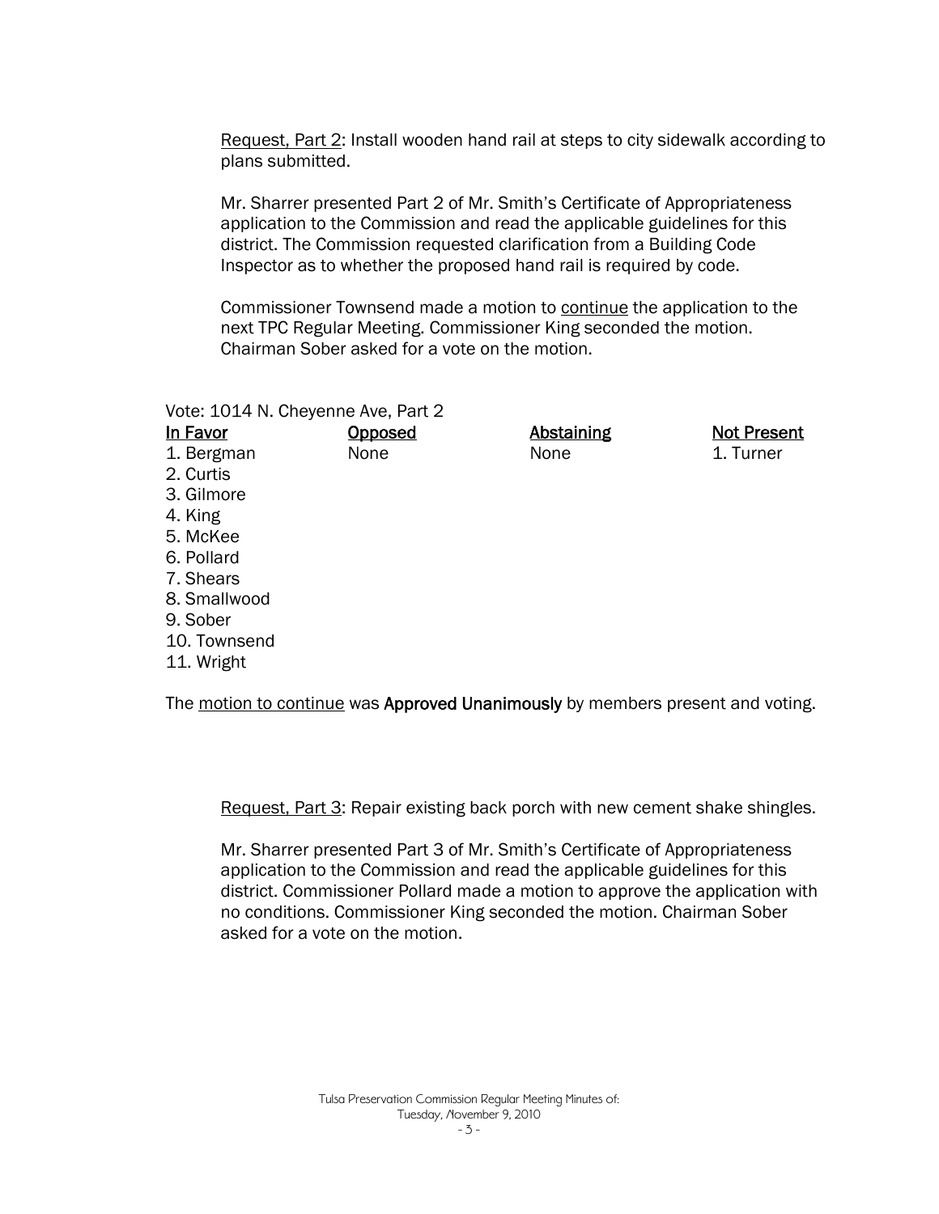Request, Part 2: Install wooden hand rail at steps to city sidewalk according to plans submitted.

Mr. Sharrer presented Part 2 of Mr. Smith's Certificate of Appropriateness application to the Commission and read the applicable guidelines for this district. The Commission requested clarification from a Building Code Inspector as to whether the proposed hand rail is required by code.

Commissioner Townsend made a motion to continue the application to the next TPC Regular Meeting. Commissioner King seconded the motion. Chairman Sober asked for a vote on the motion.

Vote: 1014 N. Cheyenne Ave, Part 2

| In Favor | Opposed | Abstaining | Not Present |
|---|---|---|---|
| 1. Bergman | None | None | 1. Turner |
| 2. Curtis | | | |
| 3. Gilmore | | | |
| 4. King | | | |
| 5. McKee | | | |
| 6. Pollard | | | |
| 7. Shears | | | |
| 8. Smallwood | | | |
| 9. Sober | | | |
| 10. Townsend | | | |
| 11. Wright | | | |

The motion to continue was **Approved Unanimously** by members present and voting.

Request, Part 3: Repair existing back porch with new cement shake shingles.

Mr. Sharrer presented Part 3 of Mr. Smith's Certificate of Appropriateness application to the Commission and read the applicable guidelines for this district. Commissioner Pollard made a motion to approve the application with no conditions. Commissioner King seconded the motion. Chairman Sober asked for a vote on the motion.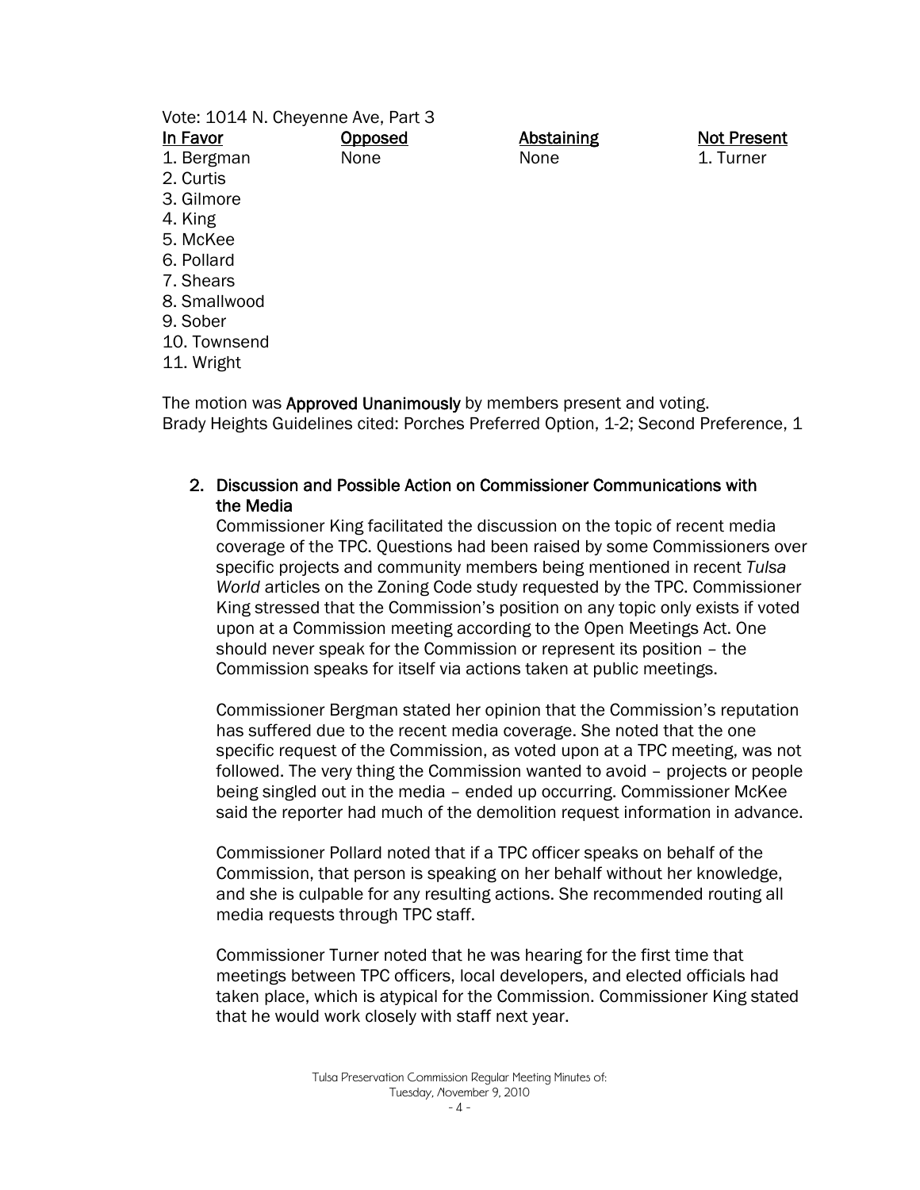Vote: 1014 N. Cheyenne Ave, Part 3

| In Favor | Opposed | Abstaining | Not Present |
|---|---|---|---|
| 1. Bergman | None | None | 1. Turner |
| 2. Curtis | | | |
| 3. Gilmore | | | |
| 4. King | | | |
| 5. McKee | | | |
| 6. Pollard | | | |
| 7. Shears | | | |
| 8. Smallwood | | | |
| 9. Sober | | | |
| 10. Townsend | | | |
| 11. Wright | | | |

The motion was **Approved Unanimously** by members present and voting.
Brady Heights Guidelines cited: Porches Preferred Option, 1-2; Second Preference, 1

2. **Discussion and Possible Action on Commissioner Communications with the Media**

   Commissioner King facilitated the discussion on the topic of recent media coverage of the TPC. Questions had been raised by some Commissioners over specific projects and community members being mentioned in recent *Tulsa World* articles on the Zoning Code study requested by the TPC. Commissioner King stressed that the Commission's position on any topic only exists if voted upon at a Commission meeting according to the Open Meetings Act. One should never speak for the Commission or represent its position – the Commission speaks for itself via actions taken at public meetings.

   Commissioner Bergman stated her opinion that the Commission's reputation has suffered due to the recent media coverage. She noted that the one specific request of the Commission, as voted upon at a TPC meeting, was not followed. The very thing the Commission wanted to avoid – projects or people being singled out in the media – ended up occurring. Commissioner McKee said the reporter had much of the demolition request information in advance.

   Commissioner Pollard noted that if a TPC officer speaks on behalf of the Commission, that person is speaking on her behalf without her knowledge, and she is culpable for any resulting actions. She recommended routing all media requests through TPC staff.

   Commissioner Turner noted that he was hearing for the first time that meetings between TPC officers, local developers, and elected officials had taken place, which is atypical for the Commission. Commissioner King stated that he would work closely with staff next year.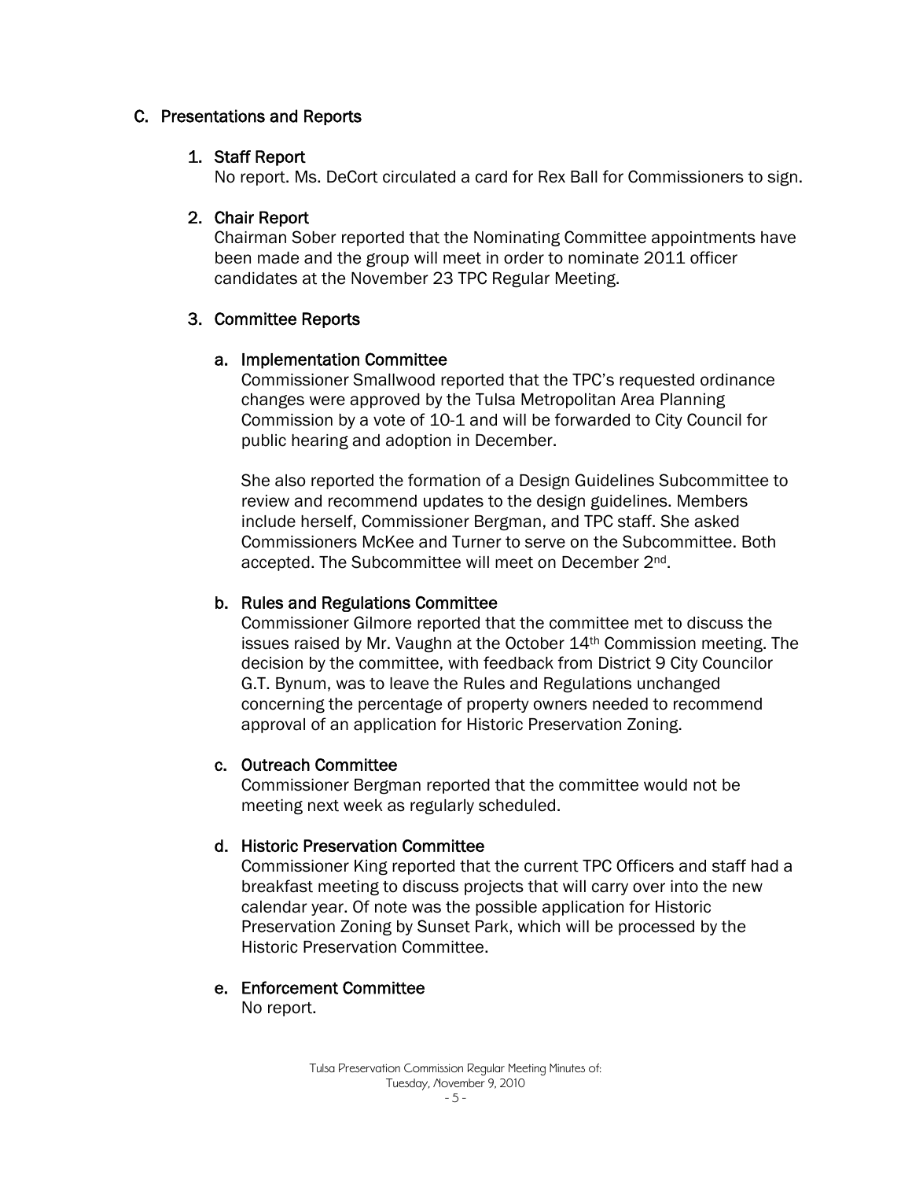## C. Presentations and Reports

### 1. Staff Report

No report. Ms. DeCort circulated a card for Rex Ball for Commissioners to sign.

### 2. Chair Report

Chairman Sober reported that the Nominating Committee appointments have been made and the group will meet in order to nominate 2011 officer candidates at the November 23 TPC Regular Meeting.

### 3. Committee Reports

#### a. Implementation Committee

Commissioner Smallwood reported that the TPC's requested ordinance changes were approved by the Tulsa Metropolitan Area Planning Commission by a vote of 10-1 and will be forwarded to City Council for public hearing and adoption in December.

She also reported the formation of a Design Guidelines Subcommittee to review and recommend updates to the design guidelines. Members include herself, Commissioner Bergman, and TPC staff. She asked Commissioners McKee and Turner to serve on the Subcommittee. Both accepted. The Subcommittee will meet on December 2nd.

#### b. Rules and Regulations Committee

Commissioner Gilmore reported that the committee met to discuss the issues raised by Mr. Vaughn at the October 14th Commission meeting. The decision by the committee, with feedback from District 9 City Councilor G.T. Bynum, was to leave the Rules and Regulations unchanged concerning the percentage of property owners needed to recommend approval of an application for Historic Preservation Zoning.

#### c. Outreach Committee

Commissioner Bergman reported that the committee would not be meeting next week as regularly scheduled.

#### d. Historic Preservation Committee

Commissioner King reported that the current TPC Officers and staff had a breakfast meeting to discuss projects that will carry over into the new calendar year. Of note was the possible application for Historic Preservation Zoning by Sunset Park, which will be processed by the Historic Preservation Committee.

#### e. Enforcement Committee

No report.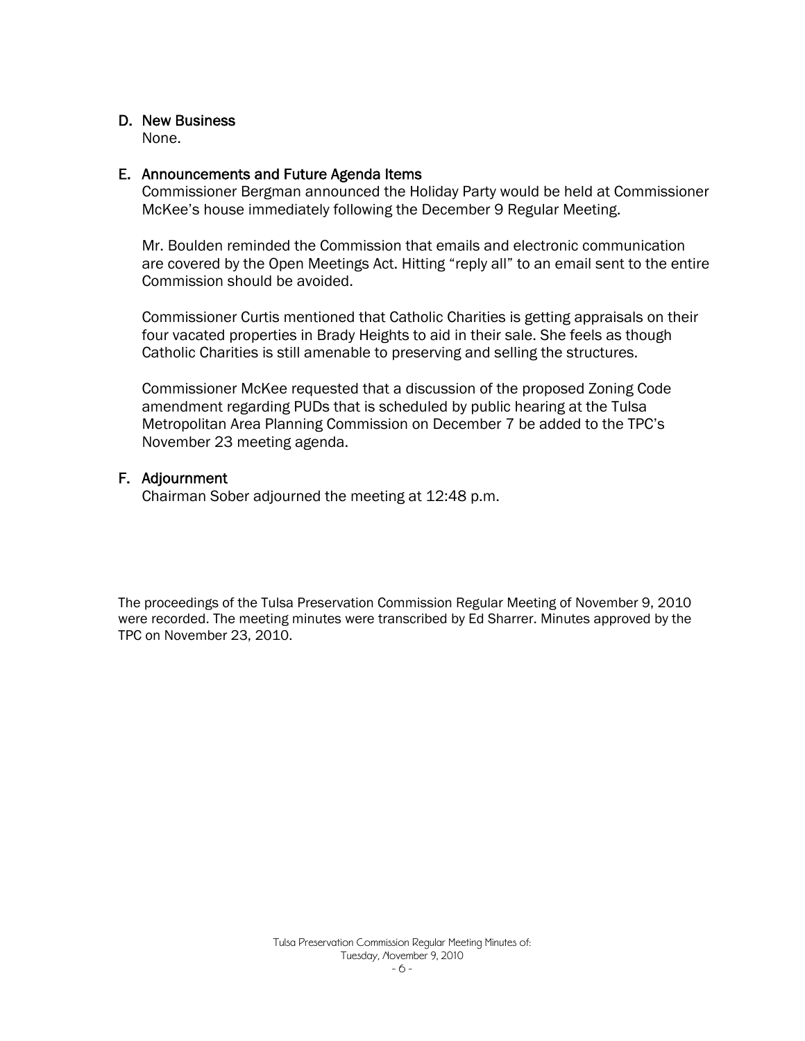## D. New Business

None.

## E. Announcements and Future Agenda Items

Commissioner Bergman announced the Holiday Party would be held at Commissioner McKee's house immediately following the December 9 Regular Meeting.

Mr. Boulden reminded the Commission that emails and electronic communication are covered by the Open Meetings Act. Hitting "reply all" to an email sent to the entire Commission should be avoided.

Commissioner Curtis mentioned that Catholic Charities is getting appraisals on their four vacated properties in Brady Heights to aid in their sale. She feels as though Catholic Charities is still amenable to preserving and selling the structures.

Commissioner McKee requested that a discussion of the proposed Zoning Code amendment regarding PUDs that is scheduled by public hearing at the Tulsa Metropolitan Area Planning Commission on December 7 be added to the TPC's November 23 meeting agenda.

## F. Adjournment

Chairman Sober adjourned the meeting at 12:48 p.m.

The proceedings of the Tulsa Preservation Commission Regular Meeting of November 9, 2010 were recorded. The meeting minutes were transcribed by Ed Sharrer. Minutes approved by the TPC on November 23, 2010.